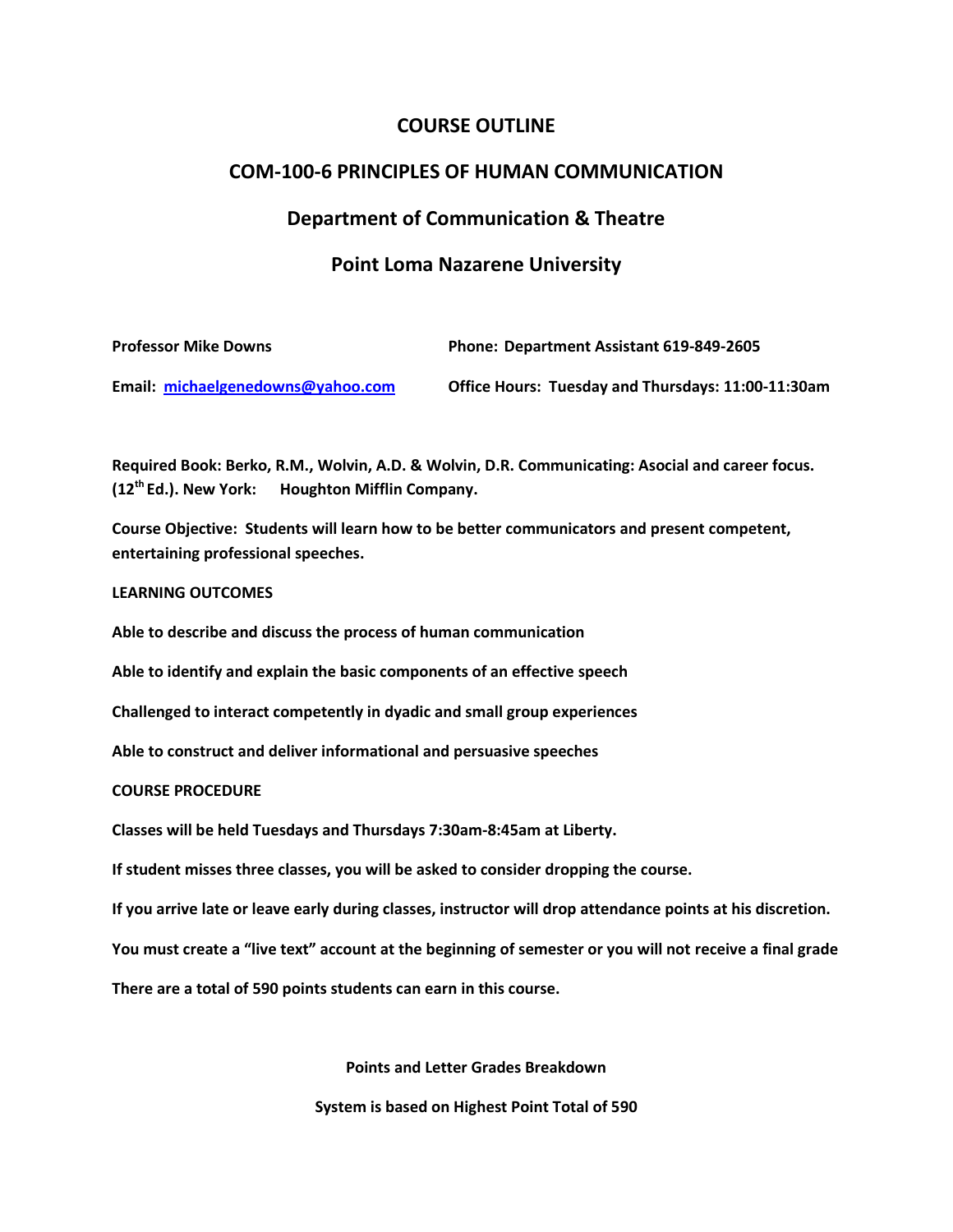# COURSE OUTLINE

## COM-100-6 PRINCIPLES OF HUMAN COMMUNICATION

### Department of Communication & Theatre

### Point Loma Nazarene University

**Professor Mike Downs**

**Phone: Department Assistant 619-849-2605**

**Email: michaelgenedowns@yahoo.com**

**Office Hours: Tuesday and Thursdays: 11:00-11:30am**

**Required Book: Berko, R.M., Wolvin, A.D. & Wolvin, D.R. Communicating: Asocial and career focus. (12th Ed.). New York: Houghton Mifflin Company.**

**Course Objective: Students will learn how to be better communicators and present competent, entertaining professional speeches.**

**LEARNING OUTCOMES**

**Able to describe and discuss the process of human communication**

**Able to identify and explain the basic components of an effective speech**

**Challenged to interact competently in dyadic and small group experiences**

**Able to construct and deliver informational and persuasive speeches**

**COURSE PROCEDURE**

**Classes will be held Tuesdays and Thursdays 7:30am-8:45am at Liberty.**

**If student misses three classes, you will be asked to consider dropping the course.**

**If you arrive late or leave early during classes, instructor will drop attendance points at his discretion.**

**You must create a "live text" account at the beginning of semester or you will not receive a final grade**

**There are a total of 590 points students can earn in this course.**

**Points and Letter Grades Breakdown**

**System is based on Highest Point Total of 590**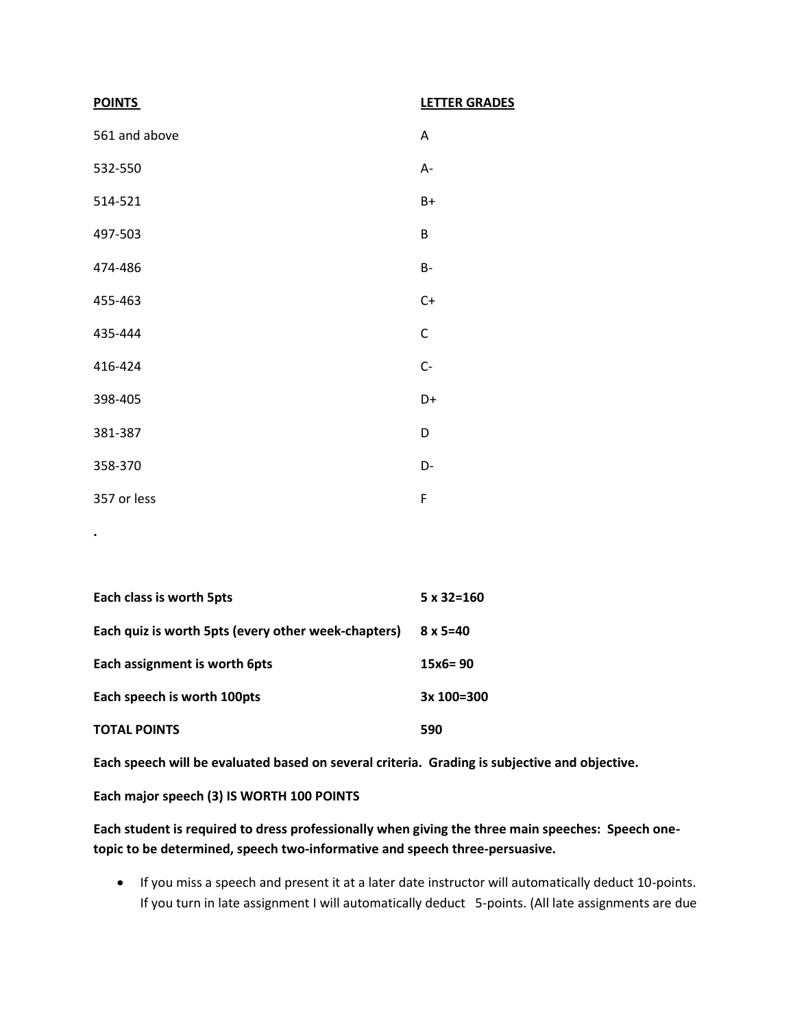| POINTS | LETTER GRADES |
|---|---|
| 561 and above | A |
| 532-550 | A- |
| 514-521 | B+ |
| 497-503 | B |
| 474-486 | B- |
| 455-463 | C+ |
| 435-444 | C |
| 416-424 | C- |
| 398-405 | D+ |
| 381-387 | D |
| 358-370 | D- |
| 357 or less | F |

.

| | |
|---|---|
| **Each class is worth 5pts** | **5 x 32=160** |
| **Each quiz is worth 5pts (every other week-chapters)** | **8 x 5=40** |
| **Each assignment is worth 6pts** | **15x6= 90** |
| **Each speech is worth 100pts** | **3x 100=300** |
| **TOTAL POINTS** | **590** |

**Each speech will be evaluated based on several criteria. Grading is subjective and objective.**

**Each major speech (3) IS WORTH 100 POINTS**

**Each student is required to dress professionally when giving the three main speeches: Speech one-topic to be determined, speech two-informative and speech three-persuasive.**

- If you miss a speech and present it at a later date instructor will automatically deduct 10-points. If you turn in late assignment I will automatically deduct 5-points. (All late assignments are due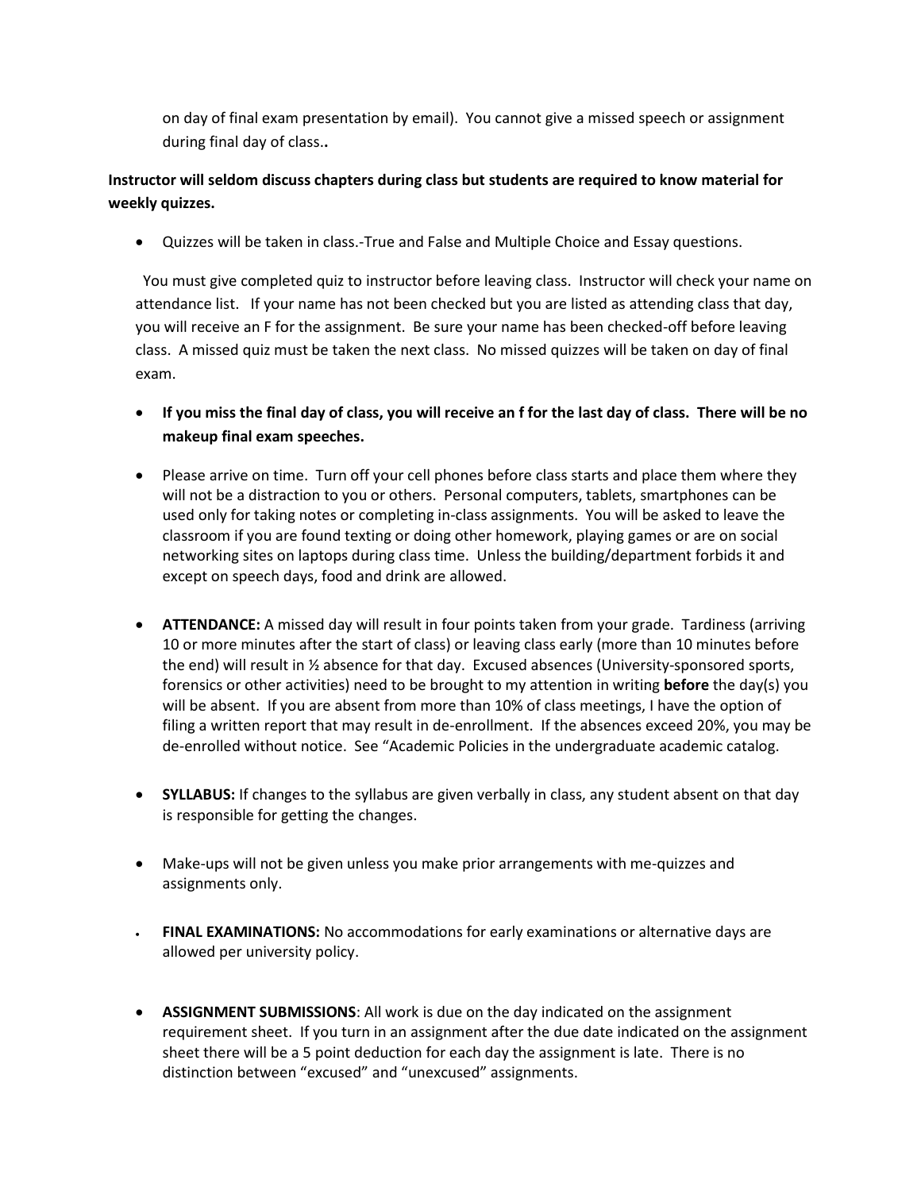on day of final exam presentation by email). You cannot give a missed speech or assignment during final day of class.**.**

**Instructor will seldom discuss chapters during class but students are required to know material for weekly quizzes.**

- Quizzes will be taken in class.-True and False and Multiple Choice and Essay questions.

You must give completed quiz to instructor before leaving class. Instructor will check your name on attendance list. If your name has not been checked but you are listed as attending class that day, you will receive an F for the assignment. Be sure your name has been checked-off before leaving class. A missed quiz must be taken the next class. No missed quizzes will be taken on day of final exam.

- **If you miss the final day of class, you will receive an f for the last day of class. There will be no makeup final exam speeches.**

- Please arrive on time. Turn off your cell phones before class starts and place them where they will not be a distraction to you or others. Personal computers, tablets, smartphones can be used only for taking notes or completing in-class assignments. You will be asked to leave the classroom if you are found texting or doing other homework, playing games or are on social networking sites on laptops during class time. Unless the building/department forbids it and except on speech days, food and drink are allowed.

- **ATTENDANCE:** A missed day will result in four points taken from your grade. Tardiness (arriving 10 or more minutes after the start of class) or leaving class early (more than 10 minutes before the end) will result in ½ absence for that day. Excused absences (University-sponsored sports, forensics or other activities) need to be brought to my attention in writing **before** the day(s) you will be absent. If you are absent from more than 10% of class meetings, I have the option of filing a written report that may result in de-enrollment. If the absences exceed 20%, you may be de-enrolled without notice. See "Academic Policies in the undergraduate academic catalog.

- **SYLLABUS:** If changes to the syllabus are given verbally in class, any student absent on that day is responsible for getting the changes.

- Make-ups will not be given unless you make prior arrangements with me-quizzes and assignments only.

- **FINAL EXAMINATIONS:** No accommodations for early examinations or alternative days are allowed per university policy.

- **ASSIGNMENT SUBMISSIONS**: All work is due on the day indicated on the assignment requirement sheet. If you turn in an assignment after the due date indicated on the assignment sheet there will be a 5 point deduction for each day the assignment is late. There is no distinction between "excused" and "unexcused" assignments.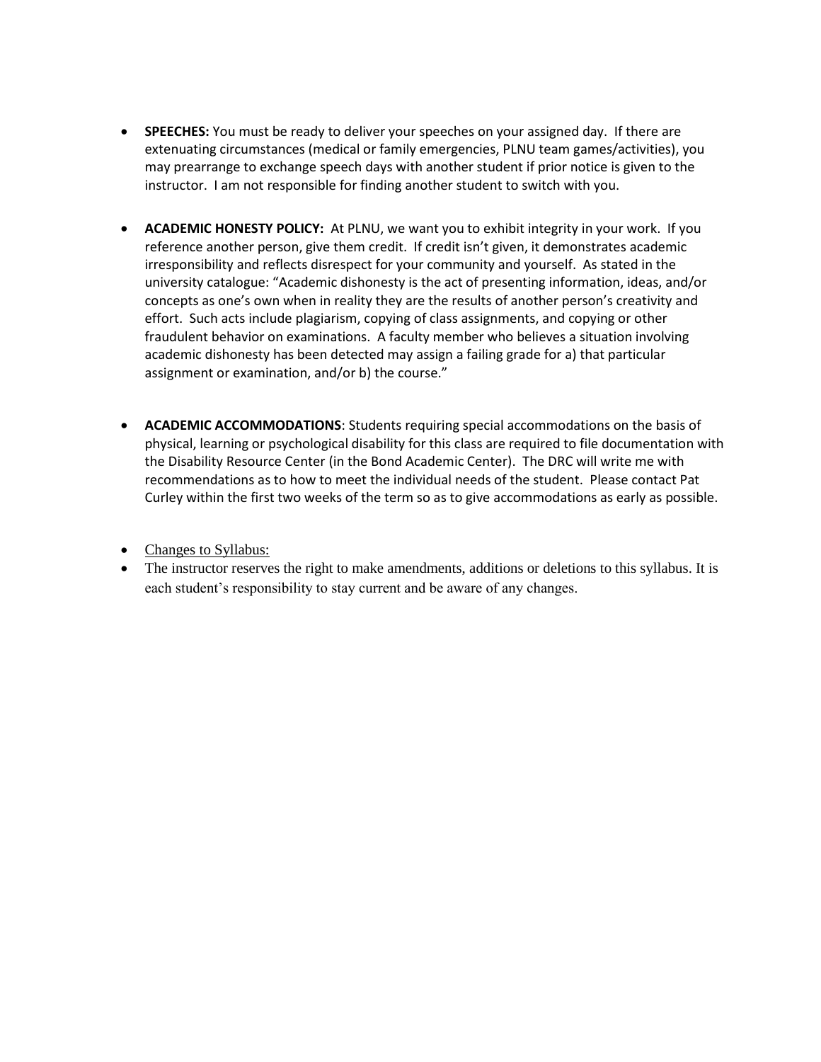- **SPEECHES:** You must be ready to deliver your speeches on your assigned day. If there are extenuating circumstances (medical or family emergencies, PLNU team games/activities), you may prearrange to exchange speech days with another student if prior notice is given to the instructor. I am not responsible for finding another student to switch with you.

- **ACADEMIC HONESTY POLICY:** At PLNU, we want you to exhibit integrity in your work. If you reference another person, give them credit. If credit isn't given, it demonstrates academic irresponsibility and reflects disrespect for your community and yourself. As stated in the university catalogue: "Academic dishonesty is the act of presenting information, ideas, and/or concepts as one's own when in reality they are the results of another person's creativity and effort. Such acts include plagiarism, copying of class assignments, and copying or other fraudulent behavior on examinations. A faculty member who believes a situation involving academic dishonesty has been detected may assign a failing grade for a) that particular assignment or examination, and/or b) the course."

- **ACADEMIC ACCOMMODATIONS**: Students requiring special accommodations on the basis of physical, learning or psychological disability for this class are required to file documentation with the Disability Resource Center (in the Bond Academic Center). The DRC will write me with recommendations as to how to meet the individual needs of the student. Please contact Pat Curley within the first two weeks of the term so as to give accommodations as early as possible.

- Changes to Syllabus:
- The instructor reserves the right to make amendments, additions or deletions to this syllabus. It is each student's responsibility to stay current and be aware of any changes.